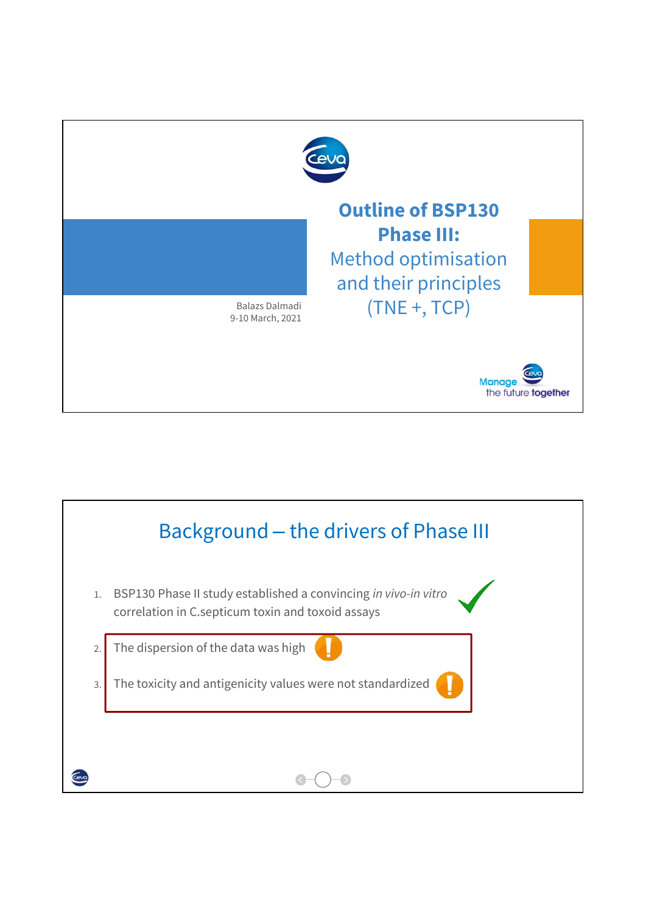# Outline of BSP130 Phase III:

Method optimisation and their principles (TNE +, TCP)

Balazs Dalmadi
9-10 March, 2021

Manage the future together

## Background – the drivers of Phase III

1. BSP130 Phase II study established a convincing *in vivo-in vitro* correlation in C.septicum toxin and toxoid assays
2. The dispersion of the data was high
3. The toxicity and antigenicity values were not standardized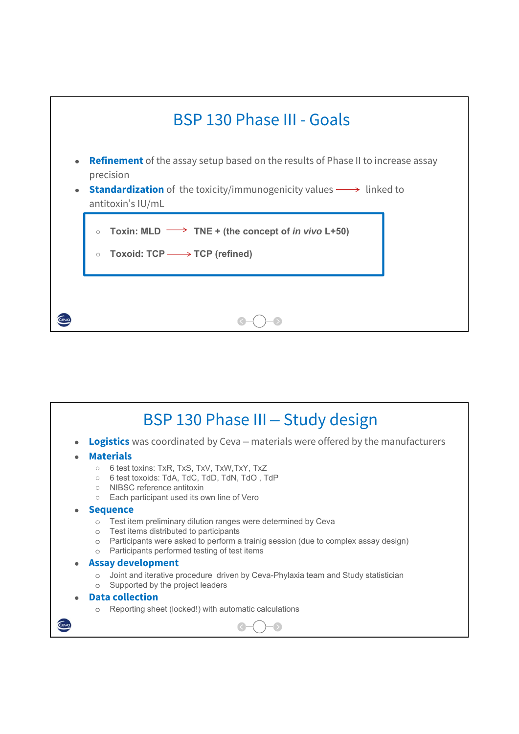## BSP 130 Phase III - Goals

- **Refinement** of the assay setup based on the results of Phase II to increase assay precision
- **Standardization** of the toxicity/immunogenicity values ⟶ linked to antitoxin's IU/mL
  - **Toxin: MLD ⟶ TNE + (the concept of *in vivo* L+50)**
  - **Toxoid: TCP ⟶ TCP (refined)**

## BSP 130 Phase III – Study design

- **Logistics** was coordinated by Ceva – materials were offered by the manufacturers
- **Materials**
  - 6 test toxins: TxR, TxS, TxV, TxW,TxY, TxZ
  - 6 test toxoids: TdA, TdC, TdD, TdN, TdO , TdP
  - NIBSC reference antitoxin
  - Each participant used its own line of Vero
- **Sequence**
  - Test item preliminary dilution ranges were determined by Ceva
  - Test items distributed to participants
  - Participants were asked to perform a trainig session (due to complex assay design)
  - Participants performed testing of test items
- **Assay development**
  - Joint and iterative procedure driven by Ceva-Phylaxia team and Study statistician
  - Supported by the project leaders
- **Data collection**
  - Reporting sheet (locked!) with automatic calculations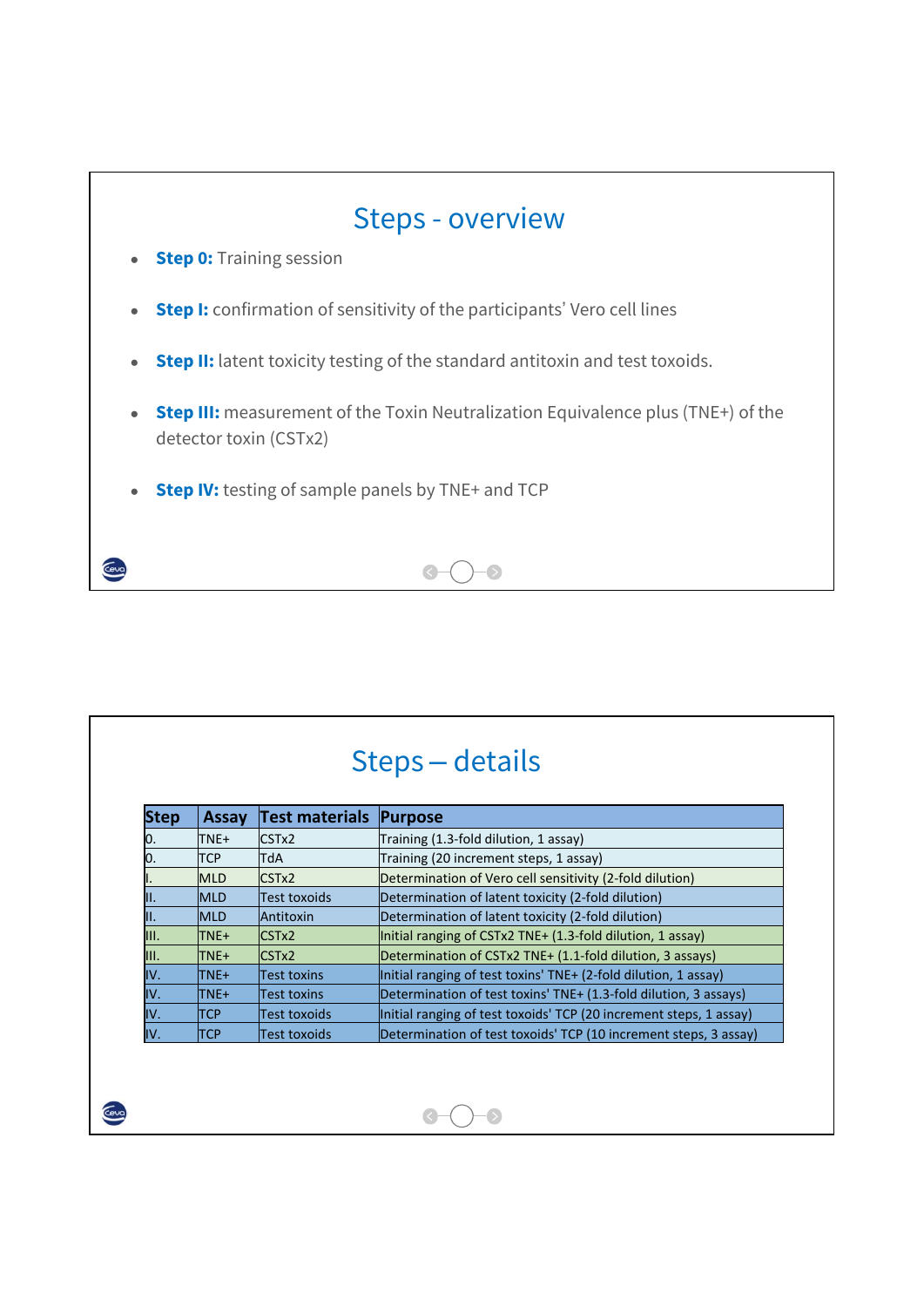## Steps - overview

- **Step 0:** Training session
- **Step I:** confirmation of sensitivity of the participants' Vero cell lines
- **Step II:** latent toxicity testing of the standard antitoxin and test toxoids.
- **Step III:** measurement of the Toxin Neutralization Equivalence plus (TNE+) of the detector toxin (CSTx2)
- **Step IV:** testing of sample panels by TNE+ and TCP

## Steps – details

| Step | Assay | Test materials | Purpose |
|---|---|---|---|
| 0. | TNE+ | CSTx2 | Training (1.3-fold dilution, 1 assay) |
| 0. | TCP | TdA | Training (20 increment steps, 1 assay) |
| I. | MLD | CSTx2 | Determination of Vero cell sensitivity (2-fold dilution) |
| II. | MLD | Test toxoids | Determination of latent toxicity (2-fold dilution) |
| II. | MLD | Antitoxin | Determination of latent toxicity (2-fold dilution) |
| III. | TNE+ | CSTx2 | Initial ranging of CSTx2 TNE+ (1.3-fold dilution, 1 assay) |
| III. | TNE+ | CSTx2 | Determination of CSTx2 TNE+ (1.1-fold dilution, 3 assays) |
| IV. | TNE+ | Test toxins | Initial ranging of test toxins' TNE+ (2-fold dilution, 1 assay) |
| IV. | TNE+ | Test toxins | Determination of test toxins' TNE+ (1.3-fold dilution, 3 assays) |
| IV. | TCP | Test toxoids | Initial ranging of test toxoids' TCP (20 increment steps, 1 assay) |
| IV. | TCP | Test toxoids | Determination of test toxoids' TCP (10 increment steps, 3 assay) |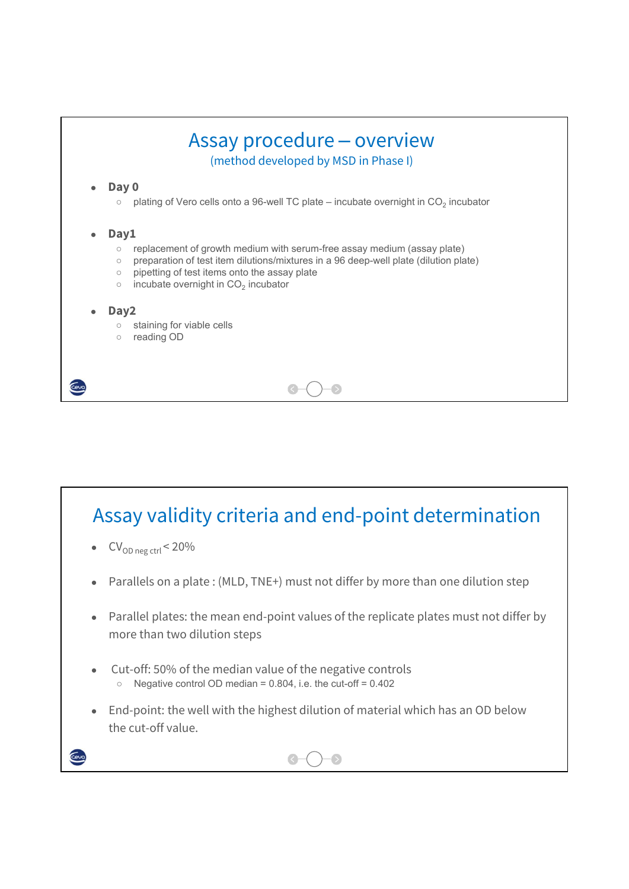# Assay procedure – overview

(method developed by MSD in Phase I)

- **Day 0**
  - plating of Vero cells onto a 96-well TC plate – incubate overnight in $CO_2$ incubator
- **Day1**
  - replacement of growth medium with serum-free assay medium (assay plate)
  - preparation of test item dilutions/mixtures in a 96 deep-well plate (dilution plate)
  - pipetting of test items onto the assay plate
  - incubate overnight in $CO_2$ incubator
- **Day2**
  - staining for viable cells
  - reading OD

# Assay validity criteria and end-point determination

- $CV_{OD\ neg\ ctrl} < 20\%$
- Parallels on a plate : (MLD, TNE+) must not differ by more than one dilution step
- Parallel plates: the mean end-point values of the replicate plates must not differ by more than two dilution steps
- Cut-off: 50% of the median value of the negative controls
  - Negative control OD median = 0.804, i.e. the cut-off = 0.402
- End-point: the well with the highest dilution of material which has an OD below the cut-off value.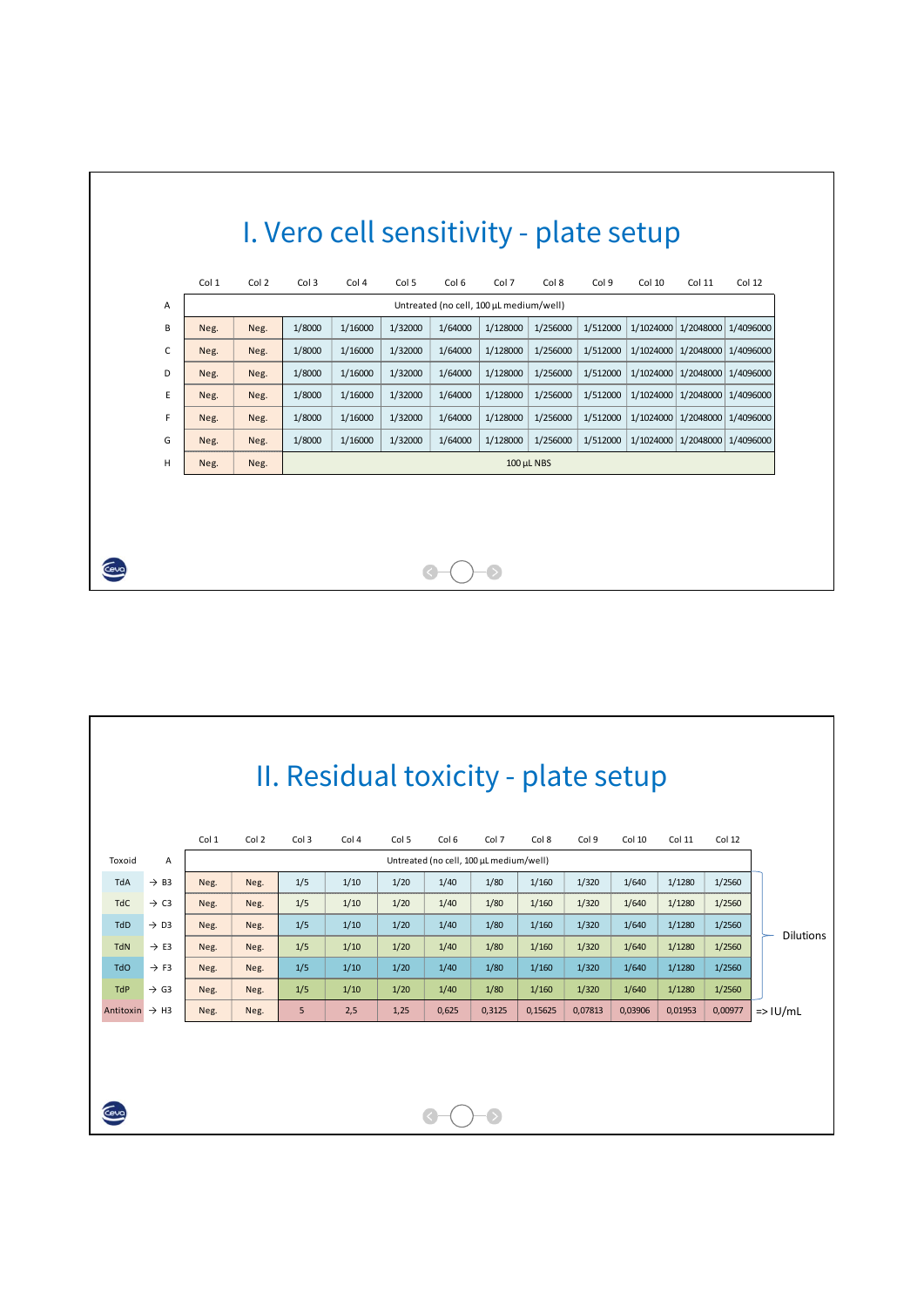# I. Vero cell sensitivity - plate setup

| | Col 1 | Col 2 | Col 3 | Col 4 | Col 5 | Col 6 | Col 7 | Col 8 | Col 9 | Col 10 | Col 11 | Col 12 |
|---|---|---|---|---|---|---|---|---|---|---|---|---|
| A | Untreated (no cell, 100 µL medium/well) | | | | | | | | | | | |
| B | Neg. | Neg. | 1/8000 | 1/16000 | 1/32000 | 1/64000 | 1/128000 | 1/256000 | 1/512000 | 1/1024000 | 1/2048000 | 1/4096000 |
| C | Neg. | Neg. | 1/8000 | 1/16000 | 1/32000 | 1/64000 | 1/128000 | 1/256000 | 1/512000 | 1/1024000 | 1/2048000 | 1/4096000 |
| D | Neg. | Neg. | 1/8000 | 1/16000 | 1/32000 | 1/64000 | 1/128000 | 1/256000 | 1/512000 | 1/1024000 | 1/2048000 | 1/4096000 |
| E | Neg. | Neg. | 1/8000 | 1/16000 | 1/32000 | 1/64000 | 1/128000 | 1/256000 | 1/512000 | 1/1024000 | 1/2048000 | 1/4096000 |
| F | Neg. | Neg. | 1/8000 | 1/16000 | 1/32000 | 1/64000 | 1/128000 | 1/256000 | 1/512000 | 1/1024000 | 1/2048000 | 1/4096000 |
| G | Neg. | Neg. | 1/8000 | 1/16000 | 1/32000 | 1/64000 | 1/128000 | 1/256000 | 1/512000 | 1/1024000 | 1/2048000 | 1/4096000 |
| H | Neg. | Neg. | 100 µL NBS | | | | | | | | | |

# II. Residual toxicity - plate setup

| Toxoid | | Col 1 | Col 2 | Col 3 | Col 4 | Col 5 | Col 6 | Col 7 | Col 8 | Col 9 | Col 10 | Col 11 | Col 12 | |
|---|---|---|---|---|---|---|---|---|---|---|---|---|---|---|
| | A | Untreated (no cell, 100 µL medium/well) | | | | | | | | | | | | |
| TdA | → B3 | Neg. | Neg. | 1/5 | 1/10 | 1/20 | 1/40 | 1/80 | 1/160 | 1/320 | 1/640 | 1/1280 | 1/2560 | Dilutions |
| TdC | → C3 | Neg. | Neg. | 1/5 | 1/10 | 1/20 | 1/40 | 1/80 | 1/160 | 1/320 | 1/640 | 1/1280 | 1/2560 | Dilutions |
| TdD | → D3 | Neg. | Neg. | 1/5 | 1/10 | 1/20 | 1/40 | 1/80 | 1/160 | 1/320 | 1/640 | 1/1280 | 1/2560 | Dilutions |
| TdN | → E3 | Neg. | Neg. | 1/5 | 1/10 | 1/20 | 1/40 | 1/80 | 1/160 | 1/320 | 1/640 | 1/1280 | 1/2560 | Dilutions |
| TdO | → F3 | Neg. | Neg. | 1/5 | 1/10 | 1/20 | 1/40 | 1/80 | 1/160 | 1/320 | 1/640 | 1/1280 | 1/2560 | Dilutions |
| TdP | → G3 | Neg. | Neg. | 1/5 | 1/10 | 1/20 | 1/40 | 1/80 | 1/160 | 1/320 | 1/640 | 1/1280 | 1/2560 | Dilutions |
| Antitoxin | → H3 | Neg. | Neg. | 5 | 2,5 | 1,25 | 0,625 | 0,3125 | 0,15625 | 0,07813 | 0,03906 | 0,01953 | 0,00977 | => IU/mL |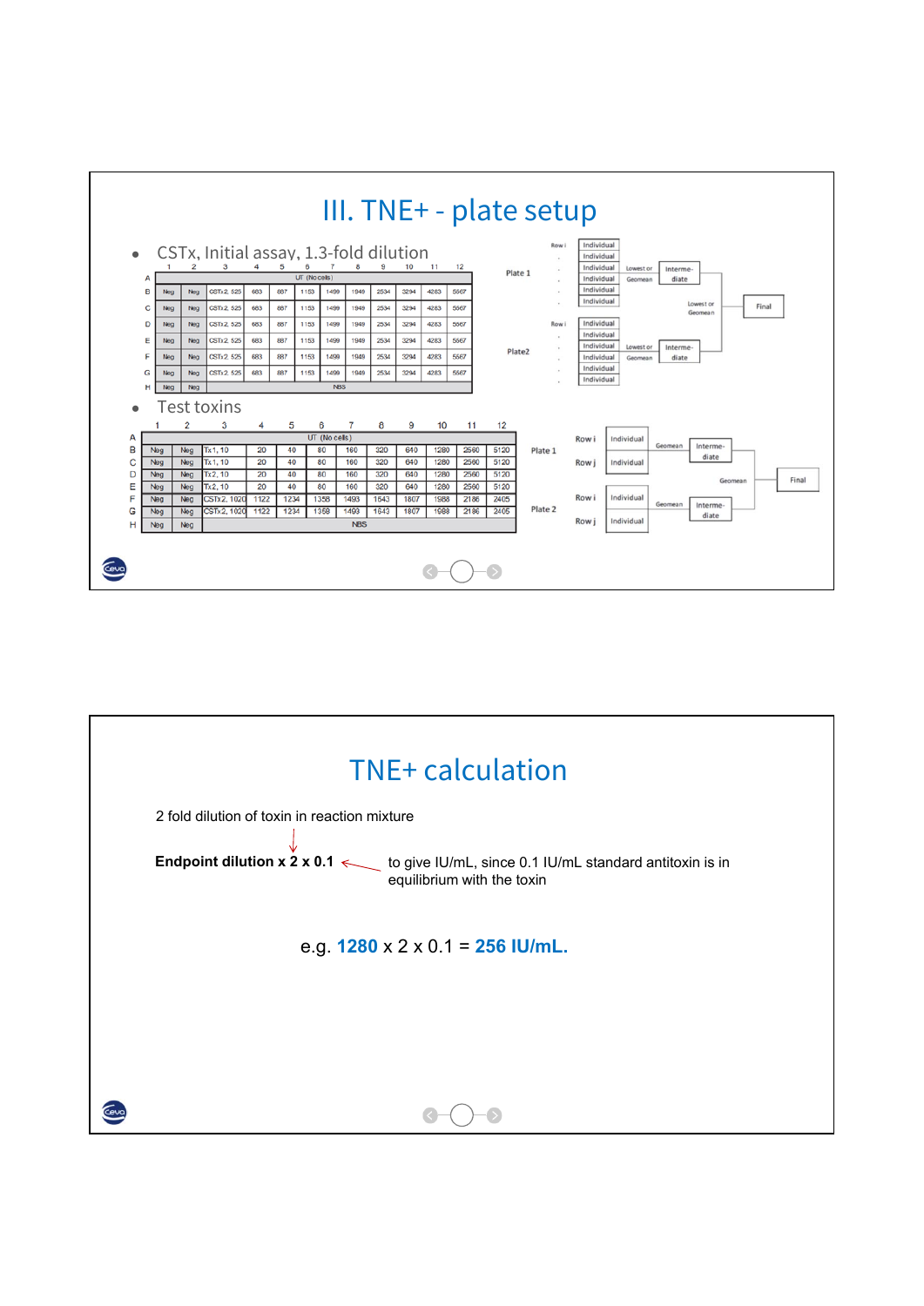# III. TNE+ - plate setup

- CSTx, Initial assay, 1.3-fold dilution

| | 1 | 2 | 3 | 4 | 5 | 6 | 7 | 8 | 9 | 10 | 11 | 12 |
|---|---|---|---|---|---|---|---|---|---|---|---|---|
| A | UT (No cells) | | | | | | | | | | | |
| B | Neg | Neg | CSTx2, 525 | 683 | 887 | 1153 | 1499 | 1949 | 2534 | 3294 | 4283 | 5567 |
| C | Neg | Neg | CSTx2, 525 | 683 | 887 | 1153 | 1499 | 1949 | 2534 | 3294 | 4283 | 5567 |
| D | Neg | Neg | CSTx2, 525 | 683 | 887 | 1153 | 1499 | 1949 | 2534 | 3294 | 4283 | 5567 |
| E | Neg | Neg | CSTx2, 525 | 683 | 887 | 1153 | 1499 | 1949 | 2534 | 3294 | 4283 | 5567 |
| F | Neg | Neg | CSTx2, 525 | 683 | 887 | 1153 | 1499 | 1949 | 2534 | 3294 | 4283 | 5567 |
| G | Neg | Neg | CSTx2, 525 | 683 | 887 | 1153 | 1499 | 1949 | 2534 | 3294 | 4283 | 5567 |
| H | Neg | Neg | NBS | | | | | | | | | |

Plate 1: Row i — Individual ×6 → Lowest or Geomean → Intermediate
Plate2: Row i — Individual ×6 → Lowest or Geomean → Intermediate
Lowest or Geomean → Final

- Test toxins

| | 1 | 2 | 3 | 4 | 5 | 6 | 7 | 8 | 9 | 10 | 11 | 12 |
|---|---|---|---|---|---|---|---|---|---|---|---|---|
| A | UT (No cells) | | | | | | | | | | | |
| B | Neg | Neg | Tx1, 10 | 20 | 40 | 80 | 160 | 320 | 640 | 1280 | 2560 | 5120 |
| C | Neg | Neg | Tx1, 10 | 20 | 40 | 80 | 160 | 320 | 640 | 1280 | 2560 | 5120 |
| D | Neg | Neg | Tx2, 10 | 20 | 40 | 80 | 160 | 320 | 640 | 1280 | 2560 | 5120 |
| E | Neg | Neg | Tx2, 10 | 20 | 40 | 80 | 160 | 320 | 640 | 1280 | 2560 | 5120 |
| F | Neg | Neg | CSTx2, 1020 | 1122 | 1234 | 1358 | 1493 | 1643 | 1807 | 1988 | 2186 | 2405 |
| G | Neg | Neg | CSTx2, 1020 | 1122 | 1234 | 1358 | 1493 | 1643 | 1807 | 1988 | 2186 | 2405 |
| H | Neg | Neg | NBS | | | | | | | | | |

Plate 1: Row i — Individual; Row j — Individual → Geomean → Intermediate
Plate 2: Row i — Individual; Row j — Individual → Geomean → Intermediate
Geomean → Final

# TNE+ calculation

2 fold dilution of toxin in reaction mixture

**Endpoint dilution x 2 x 0.1** ← to give IU/mL, since 0.1 IU/mL standard antitoxin is in equilibrium with the toxin

e.g. **1280** x 2 x 0.1 = **256 IU/mL.**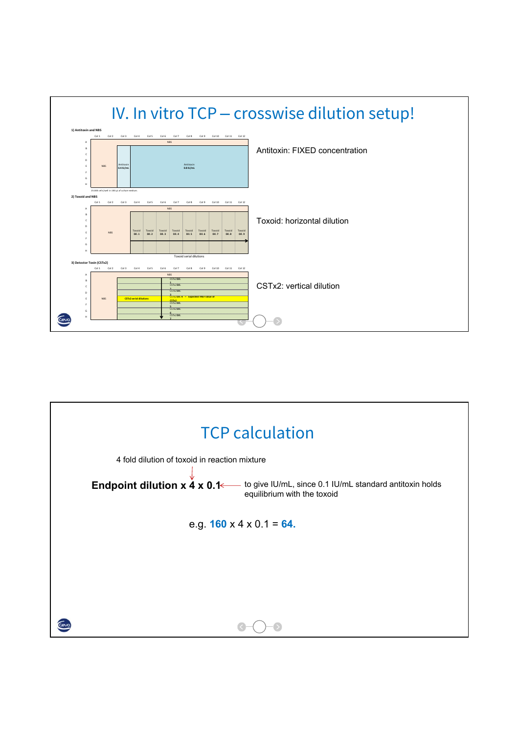# IV. In vitro TCP – crosswise dilution setup!

**1) Antitoxin and NBS**

| | Col 1 | Col 2 | Col 3 | Col 4 | Col 5 | Col 6 | Col 7 | Col 8 | Col 9 | Col 10 | Col 11 | Col 12 |
|---|---|---|---|---|---|---|---|---|---|---|---|---|
| A | NBS | | | | | | | | | | | |
| B–H | NBS | | Antitoxin 0.4 IU/mL | Antitoxin 0.8 IU/mL | | | | | | | | |

25.000 cells/well in 100 µl of culture medium.

Antitoxin: FIXED concentration

**2) Toxoid and NBS**

| | Col 1 | Col 2 | Col 3 | Col 4 | Col 5 | Col 6 | Col 7 | Col 8 | Col 9 | Col 10 | Col 11 | Col 12 |
|---|---|---|---|---|---|---|---|---|---|---|---|---|
| A | NBS | | | | | | | | | | | |
| B–H | NBS | | | Toxoid Dil. 1 | Toxoid Dil. 2 | Toxoid Dil. 3 | Toxoid Dil. 4 | Toxoid Dil. 5 | Toxoid Dil. 6 | Toxoid Dil. 7 | Toxoid Dil. 8 | Toxoid Dil. 9 |

Toxoid serial dilutions

Toxoid: horizontal dilution

**3) Detector Toxin (CSTx2)**

| | Col 1 | Col 2 | Col 3 | Col 4 | Col 5 | Col 6 | Col 7 | Col 8 | Col 9 | Col 10 | Col 11 | Col 12 |
|---|---|---|---|---|---|---|---|---|---|---|---|---|
| A | NBS | | | | | | | | | | | |
| B | NBS | | CSTx2 Dil. 1 | | | | | | | | | |
| C | NBS | | CSTx2 Dil. 2 | | | | | | | | | |
| D | NBS | | CSTx2 Dil. 3 | | | | | | | | | |
| E | NBS | | CSTx2 serial dilutions; CSTx2 Dil. 4 = expected TNE+ value of CSTx2 | | | | | | | | | |
| F | NBS | | CSTx2 Dil. 5 | | | | | | | | | |
| G | NBS | | CSTx2 Dil. 6 | | | | | | | | | |
| H | NBS | | CSTx2 Dil. 7 | | | | | | | | | |

CSTx2: vertical dilution

# TCP calculation

4 fold dilution of toxoid in reaction mixture

**Endpoint dilution x 4 x 0.1** ← to give IU/mL, since 0.1 IU/mL standard antitoxin holds equilibrium with the toxoid

e.g. **160** x 4 x 0.1 = **64.**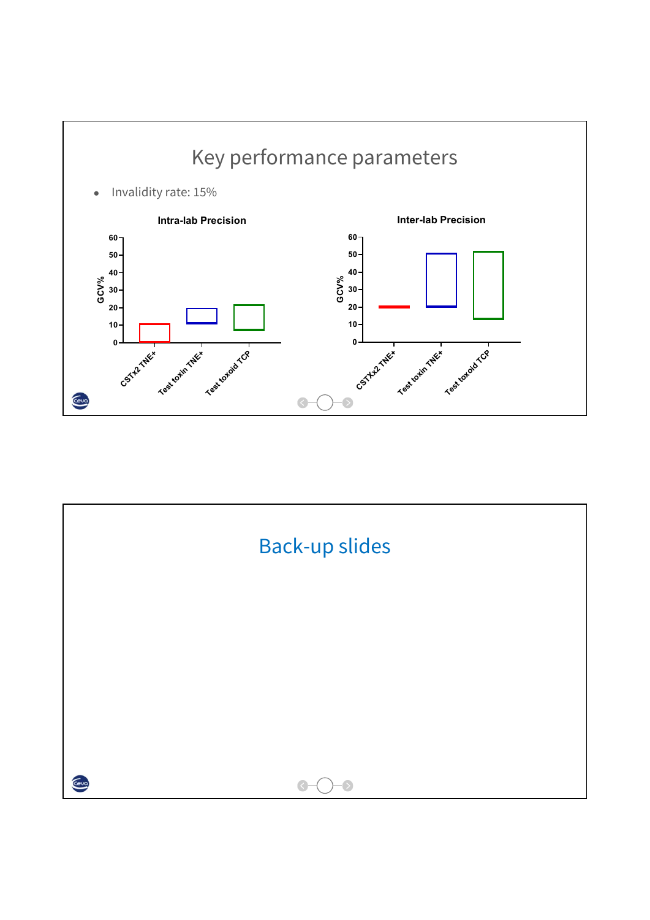# Key performance parameters

- Invalidity rate: 15%

**Intra-lab Precision**

GCV%

CSTx2 TNE+ · Test toxin TNE+ · Test toxoid TCP

**Inter-lab Precision**

GCV%

CSTXx2 TNE+ · Test toxin TNE+ · Test toxoid TCP

# Back-up slides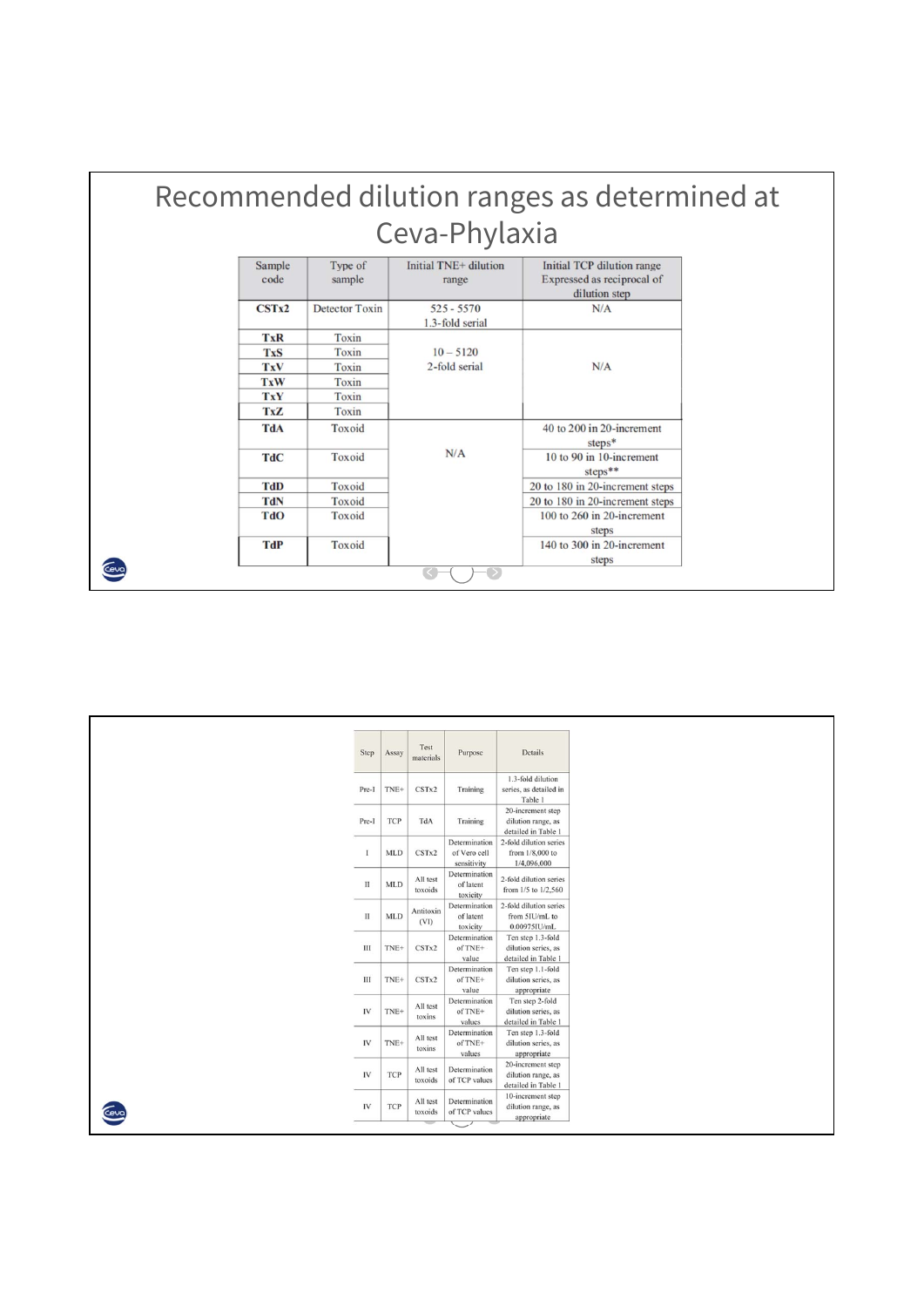# Recommended dilution ranges as determined at Ceva-Phylaxia

| Sample code | Type of sample | Initial TNE+ dilution range | Initial TCP dilution range Expressed as reciprocal of dilution step |
|---|---|---|---|
| **CSTx2** | Detector Toxin | 525 - 5570 1.3-fold serial | N/A |
| **TxR** | Toxin | 10 – 5120 2-fold serial | N/A |
| **TxS** | Toxin | | |
| **TxV** | Toxin | | |
| **TxW** | Toxin | | |
| **TxY** | Toxin | | |
| **TxZ** | Toxin | | |
| **TdA** | Toxoid | N/A | 40 to 200 in 20-increment steps* |
| **TdC** | Toxoid | | 10 to 90 in 10-increment steps** |
| **TdD** | Toxoid | | 20 to 180 in 20-increment steps |
| **TdN** | Toxoid | | 20 to 180 in 20-increment steps |
| **TdO** | Toxoid | | 100 to 260 in 20-increment steps |
| **TdP** | Toxoid | | 140 to 300 in 20-increment steps |

| Step | Assay | Test materials | Purpose | Details |
|---|---|---|---|---|
| Pre-I | TNE+ | CSTx2 | Training | 1.3-fold dilution series, as detailed in Table 1 |
| Pre-I | TCP | TdA | Training | 20-increment step dilution range, as detailed in Table 1 |
| I | MLD | CSTx2 | Determination of Vero cell sensitivity | 2-fold dilution series from 1/8,000 to 1/4,096,000 |
| II | MLD | All test toxoids | Determination of latent toxicity | 2-fold dilution series from 1/5 to 1/2,560 |
| II | MLD | Antitoxin (VI) | Determination of latent toxicity | 2-fold dilution series from 5IU/mL to 0.00975IU/mL |
| III | TNE+ | CSTx2 | Determination of TNE+ value | Ten step 1.3-fold dilution series, as detailed in Table 1 |
| III | TNE+ | CSTx2 | Determination of TNE+ value | Ten step 1.1-fold dilution series, as appropriate |
| IV | TNE+ | All test toxins | Determination of TNE+ values | Ten step 2-fold dilution series, as detailed in Table 1 |
| IV | TNE+ | All test toxins | Determination of TNE+ values | Ten step 1.3-fold dilution series, as appropriate |
| IV | TCP | All test toxoids | Determination of TCP values | 20-increment step dilution range, as detailed in Table 1 |
| IV | TCP | All test toxoids | Determination of TCP values | 10-increment step dilution range, as appropriate |